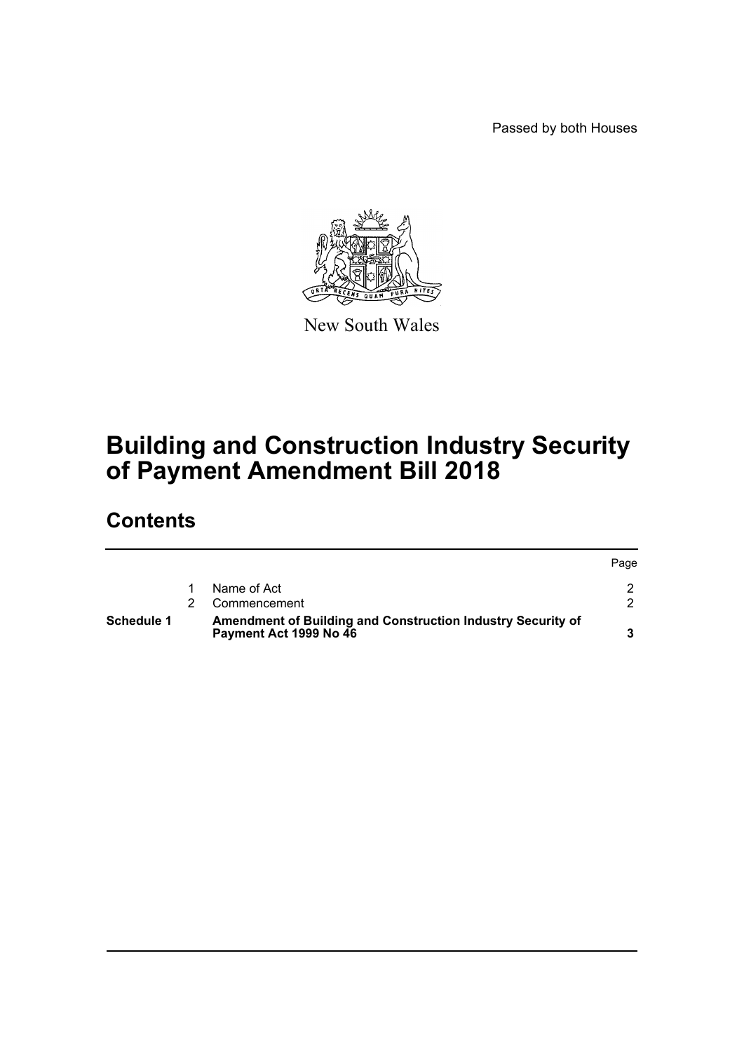Passed by both Houses

New South Wales

# Building and Construction Industry Security of Payment Amendment Bill 2018

## Contents

| | | | Page |
|---|---|---|---|
| | 1 | Name of Act | 2 |
| | 2 | Commencement | 2 |
| **Schedule 1** | | **Amendment of Building and Construction Industry Security of Payment Act 1999 No 46** | **3** |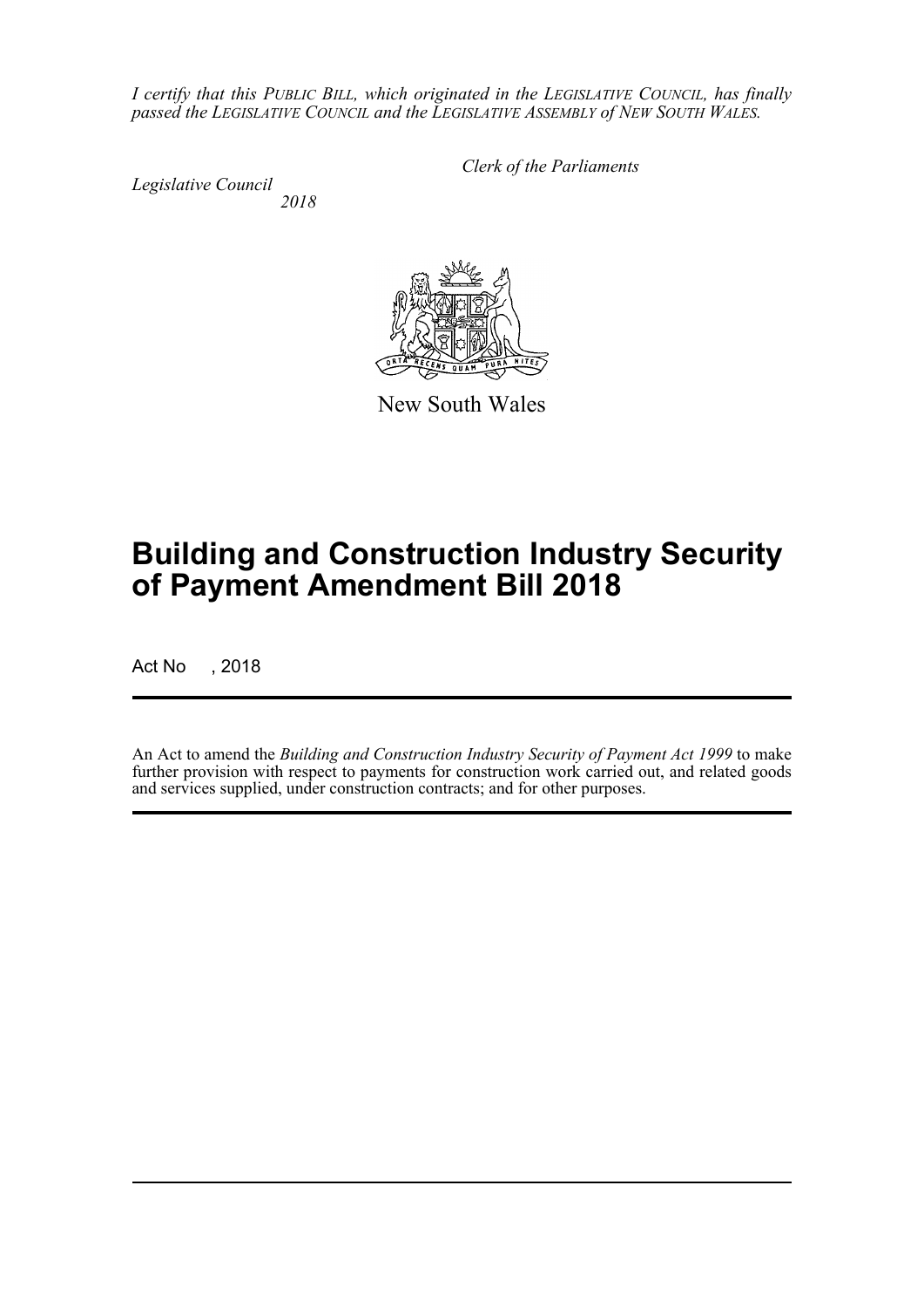*I certify that this PUBLIC BILL, which originated in the LEGISLATIVE COUNCIL, has finally passed the LEGISLATIVE COUNCIL and the LEGISLATIVE ASSEMBLY of NEW SOUTH WALES.*

*Clerk of the Parliaments*

*Legislative Council*
*2018*

New South Wales

# Building and Construction Industry Security of Payment Amendment Bill 2018

Act No , 2018

An Act to amend the *Building and Construction Industry Security of Payment Act 1999* to make further provision with respect to payments for construction work carried out, and related goods and services supplied, under construction contracts; and for other purposes.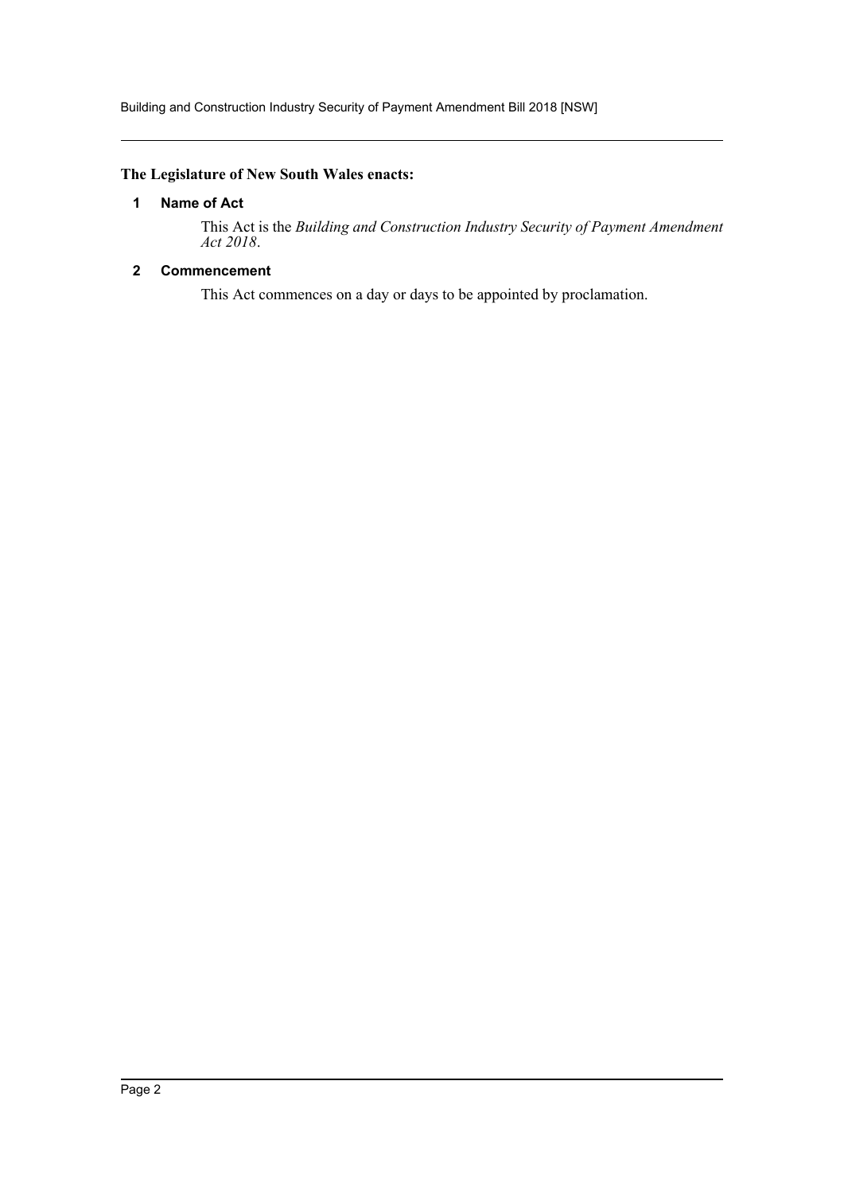**The Legislature of New South Wales enacts:**

### 1 Name of Act

This Act is the *Building and Construction Industry Security of Payment Amendment Act 2018*.

### 2 Commencement

This Act commences on a day or days to be appointed by proclamation.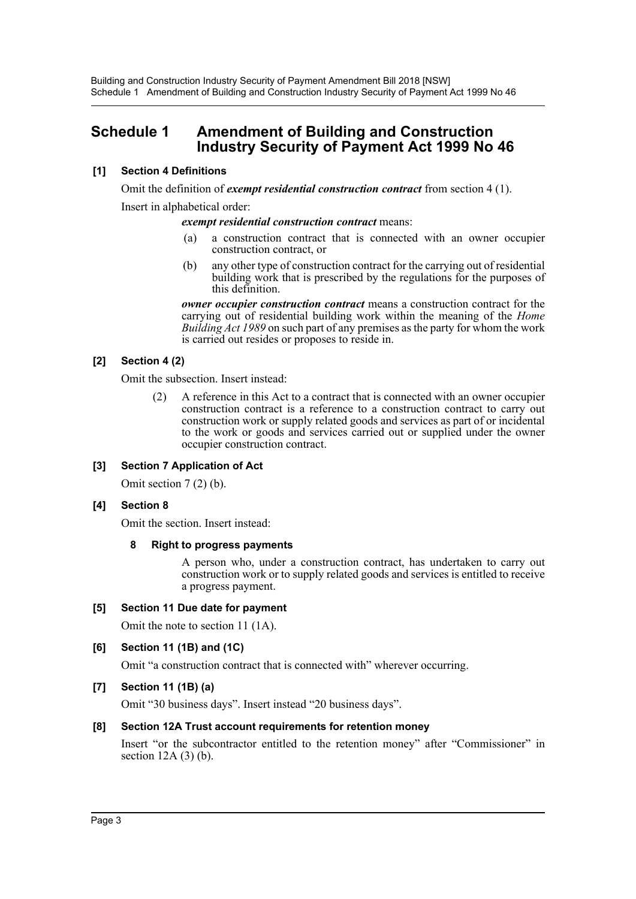# Schedule 1 Amendment of Building and Construction Industry Security of Payment Act 1999 No 46

### [1] Section 4 Definitions

Omit the definition of ***exempt residential construction contract*** from section 4 (1).

Insert in alphabetical order:

***exempt residential construction contract*** means:

(a) a construction contract that is connected with an owner occupier construction contract, or

(b) any other type of construction contract for the carrying out of residential building work that is prescribed by the regulations for the purposes of this definition.

***owner occupier construction contract*** means a construction contract for the carrying out of residential building work within the meaning of the *Home Building Act 1989* on such part of any premises as the party for whom the work is carried out resides or proposes to reside in.

### [2] Section 4 (2)

Omit the subsection. Insert instead:

(2) A reference in this Act to a contract that is connected with an owner occupier construction contract is a reference to a construction contract to carry out construction work or supply related goods and services as part of or incidental to the work or goods and services carried out or supplied under the owner occupier construction contract.

### [3] Section 7 Application of Act

Omit section 7 (2) (b).

### [4] Section 8

Omit the section. Insert instead:

**8 Right to progress payments**

A person who, under a construction contract, has undertaken to carry out construction work or to supply related goods and services is entitled to receive a progress payment.

### [5] Section 11 Due date for payment

Omit the note to section 11 (1A).

### [6] Section 11 (1B) and (1C)

Omit "a construction contract that is connected with" wherever occurring.

### [7] Section 11 (1B) (a)

Omit "30 business days". Insert instead "20 business days".

### [8] Section 12A Trust account requirements for retention money

Insert "or the subcontractor entitled to the retention money" after "Commissioner" in section 12A (3) (b).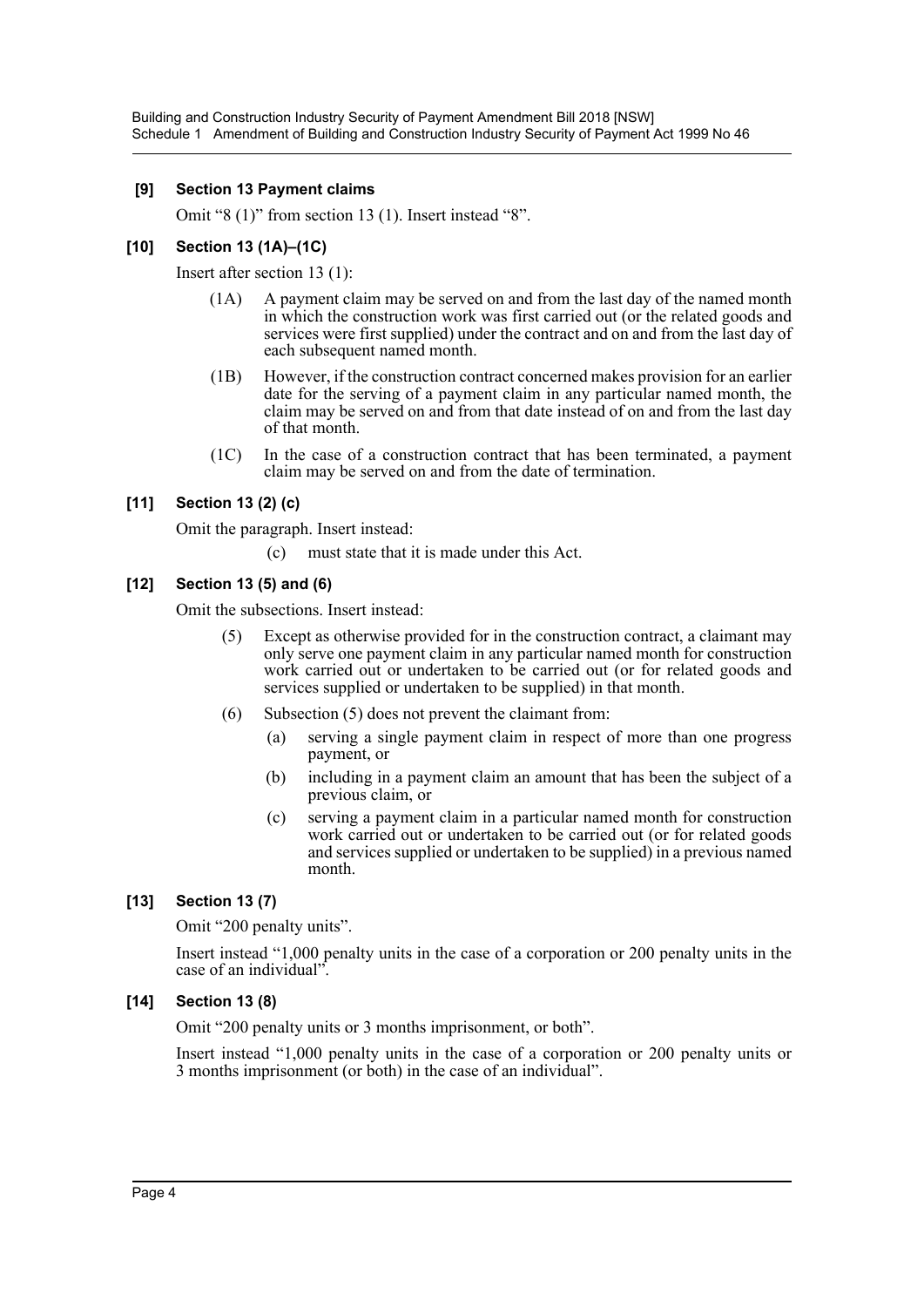**[9] Section 13 Payment claims**

Omit "8 (1)" from section 13 (1). Insert instead "8".

**[10] Section 13 (1A)–(1C)**

Insert after section 13 (1):

(1A) A payment claim may be served on and from the last day of the named month in which the construction work was first carried out (or the related goods and services were first supplied) under the contract and on and from the last day of each subsequent named month.

(1B) However, if the construction contract concerned makes provision for an earlier date for the serving of a payment claim in any particular named month, the claim may be served on and from that date instead of on and from the last day of that month.

(1C) In the case of a construction contract that has been terminated, a payment claim may be served on and from the date of termination.

**[11] Section 13 (2) (c)**

Omit the paragraph. Insert instead:

(c) must state that it is made under this Act.

**[12] Section 13 (5) and (6)**

Omit the subsections. Insert instead:

(5) Except as otherwise provided for in the construction contract, a claimant may only serve one payment claim in any particular named month for construction work carried out or undertaken to be carried out (or for related goods and services supplied or undertaken to be supplied) in that month.

(6) Subsection (5) does not prevent the claimant from:

(a) serving a single payment claim in respect of more than one progress payment, or

(b) including in a payment claim an amount that has been the subject of a previous claim, or

(c) serving a payment claim in a particular named month for construction work carried out or undertaken to be carried out (or for related goods and services supplied or undertaken to be supplied) in a previous named month.

**[13] Section 13 (7)**

Omit "200 penalty units".

Insert instead "1,000 penalty units in the case of a corporation or 200 penalty units in the case of an individual".

**[14] Section 13 (8)**

Omit "200 penalty units or 3 months imprisonment, or both".

Insert instead "1,000 penalty units in the case of a corporation or 200 penalty units or 3 months imprisonment (or both) in the case of an individual".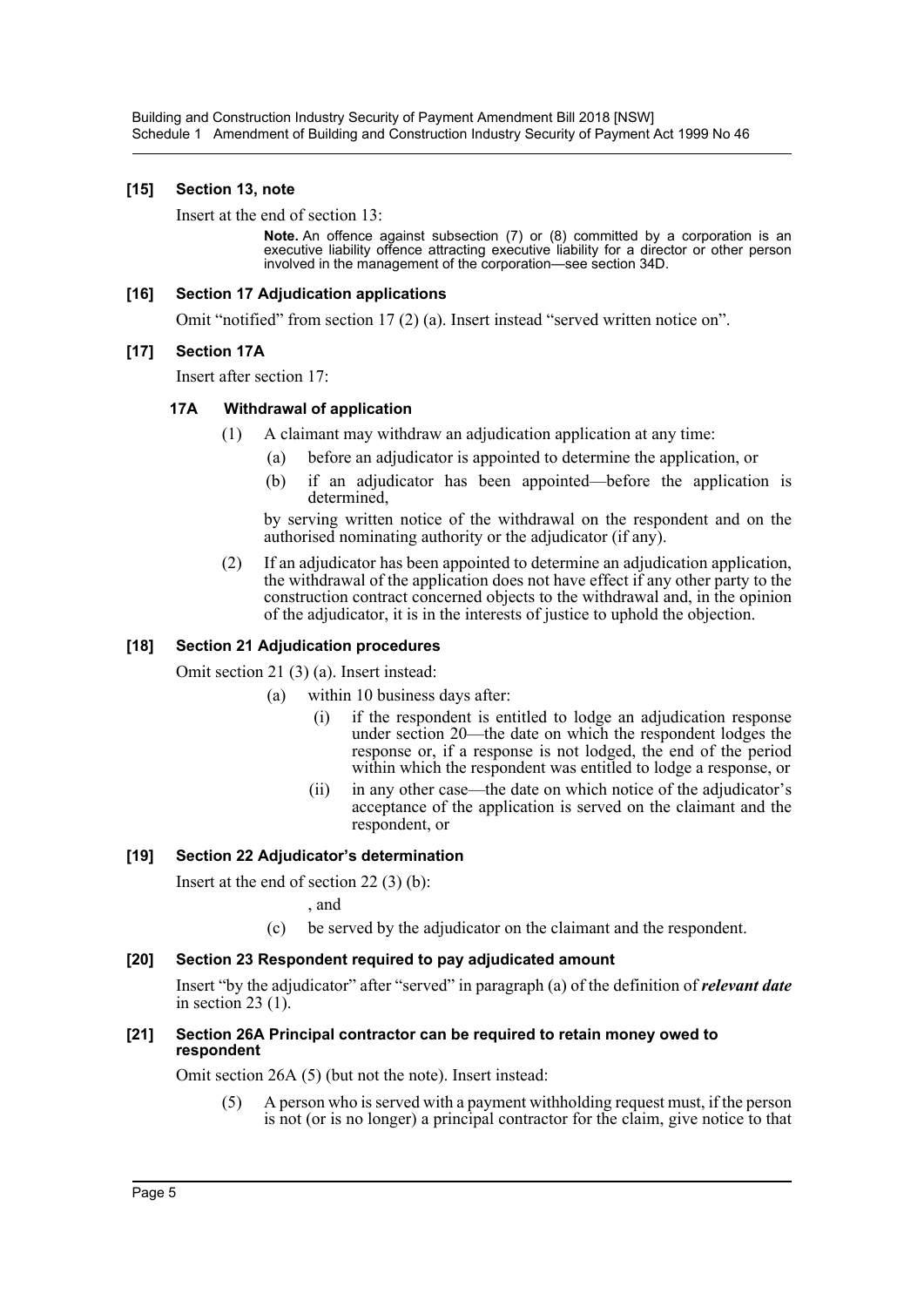### [15] Section 13, note

Insert at the end of section 13:

> **Note.** An offence against subsection (7) or (8) committed by a corporation is an executive liability offence attracting executive liability for a director or other person involved in the management of the corporation—see section 34D.

### [16] Section 17 Adjudication applications

Omit "notified" from section 17 (2) (a). Insert instead "served written notice on".

### [17] Section 17A

Insert after section 17:

#### 17A Withdrawal of application

(1) A claimant may withdraw an adjudication application at any time:

- (a) before an adjudicator is appointed to determine the application, or
- (b) if an adjudicator has been appointed—before the application is determined,

by serving written notice of the withdrawal on the respondent and on the authorised nominating authority or the adjudicator (if any).

(2) If an adjudicator has been appointed to determine an adjudication application, the withdrawal of the application does not have effect if any other party to the construction contract concerned objects to the withdrawal and, in the opinion of the adjudicator, it is in the interests of justice to uphold the objection.

### [18] Section 21 Adjudication procedures

Omit section 21 (3) (a). Insert instead:

- (a) within 10 business days after:
  - (i) if the respondent is entitled to lodge an adjudication response under section 20—the date on which the respondent lodges the response or, if a response is not lodged, the end of the period within which the respondent was entitled to lodge a response, or
  - (ii) in any other case—the date on which notice of the adjudicator's acceptance of the application is served on the claimant and the respondent, or

### [19] Section 22 Adjudicator's determination

Insert at the end of section 22 (3) (b):

, and

- (c) be served by the adjudicator on the claimant and the respondent.

### [20] Section 23 Respondent required to pay adjudicated amount

Insert "by the adjudicator" after "served" in paragraph (a) of the definition of ***relevant date*** in section 23 (1).

### [21] Section 26A Principal contractor can be required to retain money owed to respondent

Omit section 26A (5) (but not the note). Insert instead:

(5) A person who is served with a payment withholding request must, if the person is not (or is no longer) a principal contractor for the claim, give notice to that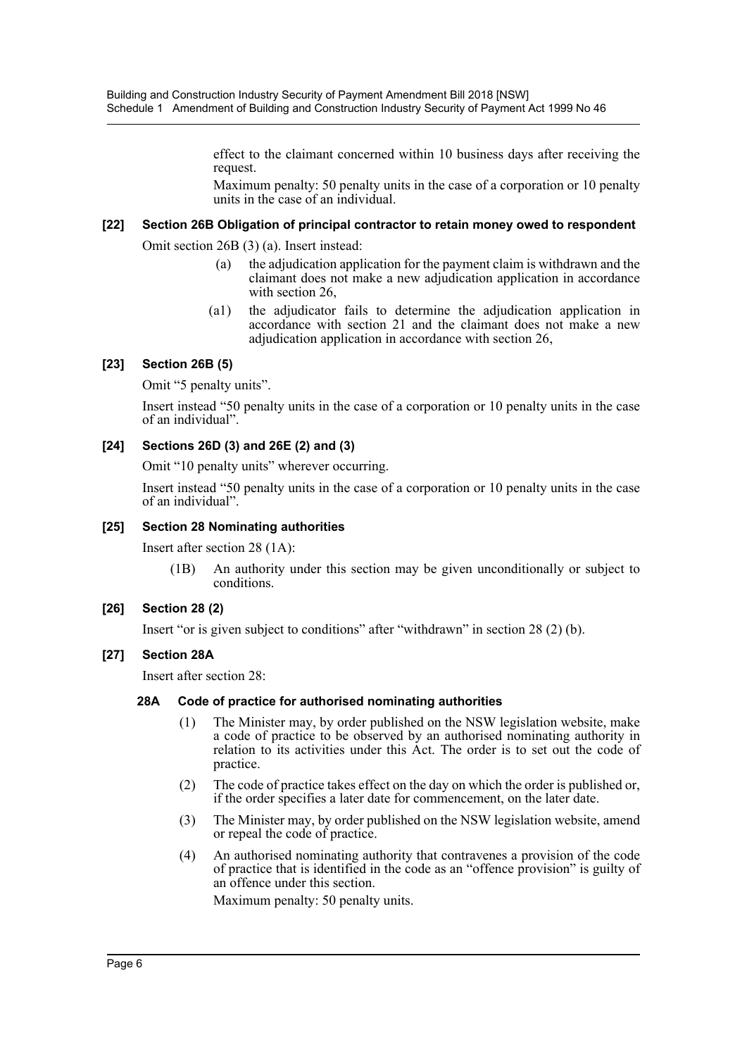effect to the claimant concerned within 10 business days after receiving the request.

Maximum penalty: 50 penalty units in the case of a corporation or 10 penalty units in the case of an individual.

### [22] Section 26B Obligation of principal contractor to retain money owed to respondent

Omit section 26B (3) (a). Insert instead:

> (a) the adjudication application for the payment claim is withdrawn and the claimant does not make a new adjudication application in accordance with section 26,
>
> (a1) the adjudicator fails to determine the adjudication application in accordance with section 21 and the claimant does not make a new adjudication application in accordance with section 26,

### [23] Section 26B (5)

Omit "5 penalty units".

Insert instead "50 penalty units in the case of a corporation or 10 penalty units in the case of an individual".

### [24] Sections 26D (3) and 26E (2) and (3)

Omit "10 penalty units" wherever occurring.

Insert instead "50 penalty units in the case of a corporation or 10 penalty units in the case of an individual".

### [25] Section 28 Nominating authorities

Insert after section 28 (1A):

> (1B) An authority under this section may be given unconditionally or subject to conditions.

### [26] Section 28 (2)

Insert "or is given subject to conditions" after "withdrawn" in section 28 (2) (b).

### [27] Section 28A

Insert after section 28:

#### 28A Code of practice for authorised nominating authorities

> (1) The Minister may, by order published on the NSW legislation website, make a code of practice to be observed by an authorised nominating authority in relation to its activities under this Act. The order is to set out the code of practice.
>
> (2) The code of practice takes effect on the day on which the order is published or, if the order specifies a later date for commencement, on the later date.
>
> (3) The Minister may, by order published on the NSW legislation website, amend or repeal the code of practice.
>
> (4) An authorised nominating authority that contravenes a provision of the code of practice that is identified in the code as an "offence provision" is guilty of an offence under this section.
>
> Maximum penalty: 50 penalty units.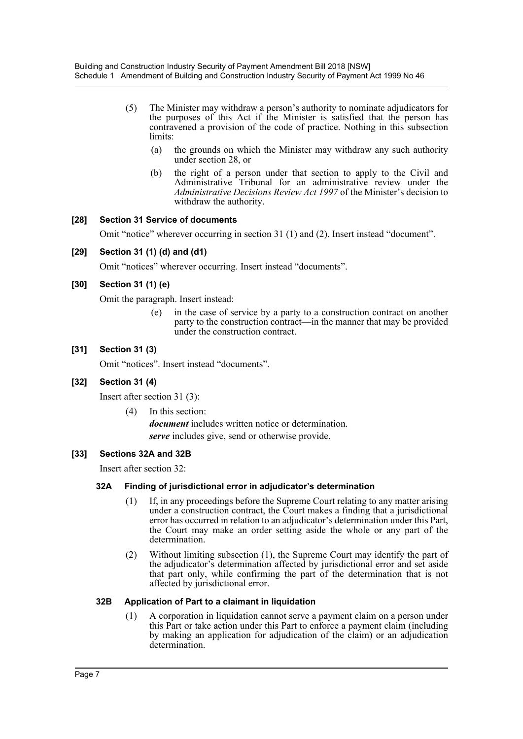(5) The Minister may withdraw a person's authority to nominate adjudicators for the purposes of this Act if the Minister is satisfied that the person has contravened a provision of the code of practice. Nothing in this subsection limits:

(a) the grounds on which the Minister may withdraw any such authority under section 28, or

(b) the right of a person under that section to apply to the Civil and Administrative Tribunal for an administrative review under the *Administrative Decisions Review Act 1997* of the Minister's decision to withdraw the authority.

### [28] Section 31 Service of documents

Omit "notice" wherever occurring in section 31 (1) and (2). Insert instead "document".

### [29] Section 31 (1) (d) and (d1)

Omit "notices" wherever occurring. Insert instead "documents".

### [30] Section 31 (1) (e)

Omit the paragraph. Insert instead:

(e) in the case of service by a party to a construction contract on another party to the construction contract—in the manner that may be provided under the construction contract.

### [31] Section 31 (3)

Omit "notices". Insert instead "documents".

### [32] Section 31 (4)

Insert after section 31 (3):

(4) In this section:

***document*** includes written notice or determination.

***serve*** includes give, send or otherwise provide.

### [33] Sections 32A and 32B

Insert after section 32:

#### 32A Finding of jurisdictional error in adjudicator's determination

(1) If, in any proceedings before the Supreme Court relating to any matter arising under a construction contract, the Court makes a finding that a jurisdictional error has occurred in relation to an adjudicator's determination under this Part, the Court may make an order setting aside the whole or any part of the determination.

(2) Without limiting subsection (1), the Supreme Court may identify the part of the adjudicator's determination affected by jurisdictional error and set aside that part only, while confirming the part of the determination that is not affected by jurisdictional error.

#### 32B Application of Part to a claimant in liquidation

(1) A corporation in liquidation cannot serve a payment claim on a person under this Part or take action under this Part to enforce a payment claim (including by making an application for adjudication of the claim) or an adjudication determination.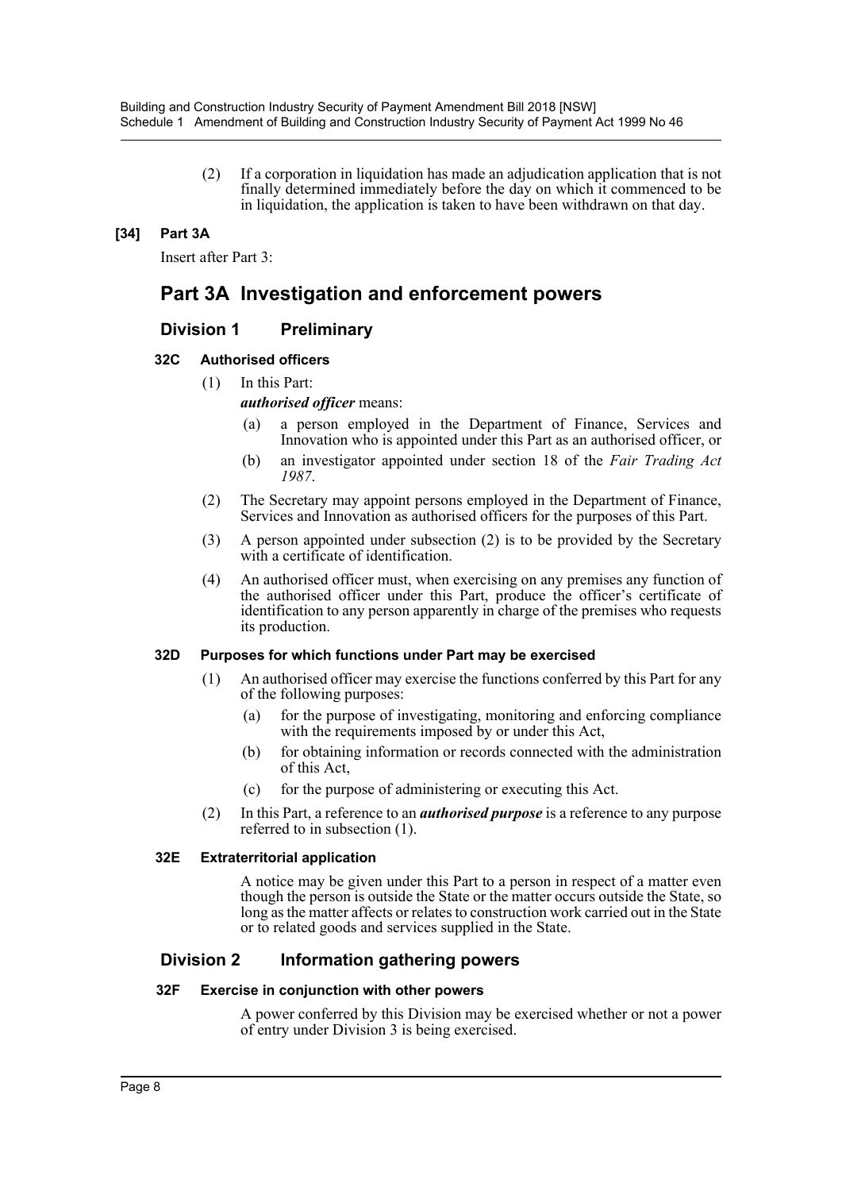(2) If a corporation in liquidation has made an adjudication application that is not finally determined immediately before the day on which it commenced to be in liquidation, the application is taken to have been withdrawn on that day.

**[34] Part 3A**

Insert after Part 3:

# Part 3A Investigation and enforcement powers

## Division 1 Preliminary

### 32C Authorised officers

(1) In this Part:

***authorised officer*** means:

(a) a person employed in the Department of Finance, Services and Innovation who is appointed under this Part as an authorised officer, or

(b) an investigator appointed under section 18 of the *Fair Trading Act 1987*.

(2) The Secretary may appoint persons employed in the Department of Finance, Services and Innovation as authorised officers for the purposes of this Part.

(3) A person appointed under subsection (2) is to be provided by the Secretary with a certificate of identification.

(4) An authorised officer must, when exercising on any premises any function of the authorised officer under this Part, produce the officer's certificate of identification to any person apparently in charge of the premises who requests its production.

### 32D Purposes for which functions under Part may be exercised

(1) An authorised officer may exercise the functions conferred by this Part for any of the following purposes:

(a) for the purpose of investigating, monitoring and enforcing compliance with the requirements imposed by or under this Act,

(b) for obtaining information or records connected with the administration of this Act,

(c) for the purpose of administering or executing this Act.

(2) In this Part, a reference to an ***authorised purpose*** is a reference to any purpose referred to in subsection (1).

### 32E Extraterritorial application

A notice may be given under this Part to a person in respect of a matter even though the person is outside the State or the matter occurs outside the State, so long as the matter affects or relates to construction work carried out in the State or to related goods and services supplied in the State.

## Division 2 Information gathering powers

### 32F Exercise in conjunction with other powers

A power conferred by this Division may be exercised whether or not a power of entry under Division 3 is being exercised.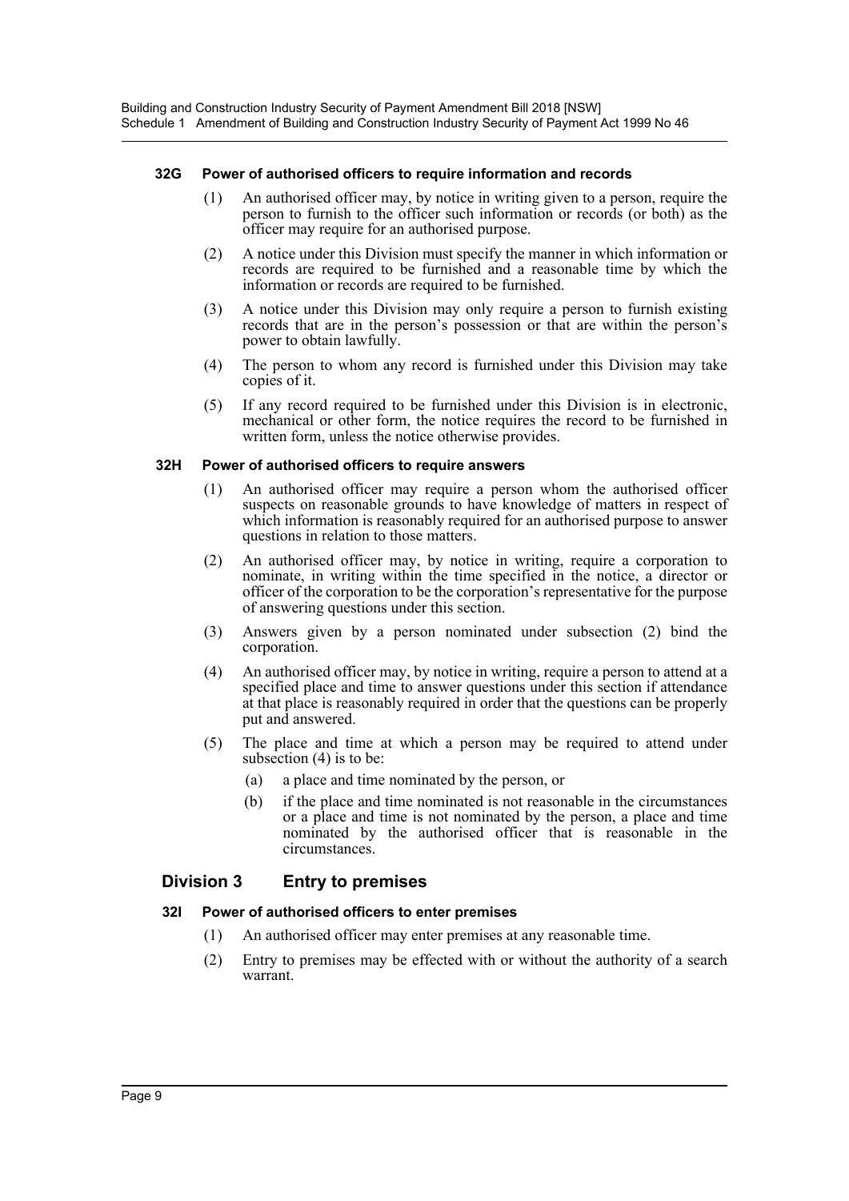#### 32G Power of authorised officers to require information and records

(1) An authorised officer may, by notice in writing given to a person, require the person to furnish to the officer such information or records (or both) as the officer may require for an authorised purpose.

(2) A notice under this Division must specify the manner in which information or records are required to be furnished and a reasonable time by which the information or records are required to be furnished.

(3) A notice under this Division may only require a person to furnish existing records that are in the person's possession or that are within the person's power to obtain lawfully.

(4) The person to whom any record is furnished under this Division may take copies of it.

(5) If any record required to be furnished under this Division is in electronic, mechanical or other form, the notice requires the record to be furnished in written form, unless the notice otherwise provides.

#### 32H Power of authorised officers to require answers

(1) An authorised officer may require a person whom the authorised officer suspects on reasonable grounds to have knowledge of matters in respect of which information is reasonably required for an authorised purpose to answer questions in relation to those matters.

(2) An authorised officer may, by notice in writing, require a corporation to nominate, in writing within the time specified in the notice, a director or officer of the corporation to be the corporation's representative for the purpose of answering questions under this section.

(3) Answers given by a person nominated under subsection (2) bind the corporation.

(4) An authorised officer may, by notice in writing, require a person to attend at a specified place and time to answer questions under this section if attendance at that place is reasonably required in order that the questions can be properly put and answered.

(5) The place and time at which a person may be required to attend under subsection (4) is to be:

  (a) a place and time nominated by the person, or

  (b) if the place and time nominated is not reasonable in the circumstances or a place and time is not nominated by the person, a place and time nominated by the authorised officer that is reasonable in the circumstances.

### Division 3 Entry to premises

#### 32I Power of authorised officers to enter premises

(1) An authorised officer may enter premises at any reasonable time.

(2) Entry to premises may be effected with or without the authority of a search warrant.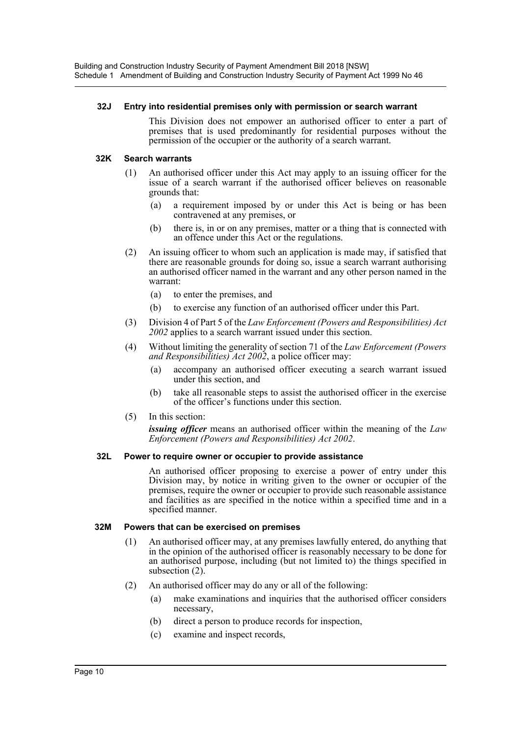#### 32J Entry into residential premises only with permission or search warrant

This Division does not empower an authorised officer to enter a part of premises that is used predominantly for residential purposes without the permission of the occupier or the authority of a search warrant.

#### 32K Search warrants

(1) An authorised officer under this Act may apply to an issuing officer for the issue of a search warrant if the authorised officer believes on reasonable grounds that:

(a) a requirement imposed by or under this Act is being or has been contravened at any premises, or

(b) there is, in or on any premises, matter or a thing that is connected with an offence under this Act or the regulations.

(2) An issuing officer to whom such an application is made may, if satisfied that there are reasonable grounds for doing so, issue a search warrant authorising an authorised officer named in the warrant and any other person named in the warrant:

(a) to enter the premises, and

(b) to exercise any function of an authorised officer under this Part.

(3) Division 4 of Part 5 of the *Law Enforcement (Powers and Responsibilities) Act 2002* applies to a search warrant issued under this section.

(4) Without limiting the generality of section 71 of the *Law Enforcement (Powers and Responsibilities) Act 2002*, a police officer may:

(a) accompany an authorised officer executing a search warrant issued under this section, and

(b) take all reasonable steps to assist the authorised officer in the exercise of the officer's functions under this section.

(5) In this section:

***issuing officer*** means an authorised officer within the meaning of the *Law Enforcement (Powers and Responsibilities) Act 2002*.

#### 32L Power to require owner or occupier to provide assistance

An authorised officer proposing to exercise a power of entry under this Division may, by notice in writing given to the owner or occupier of the premises, require the owner or occupier to provide such reasonable assistance and facilities as are specified in the notice within a specified time and in a specified manner.

#### 32M Powers that can be exercised on premises

(1) An authorised officer may, at any premises lawfully entered, do anything that in the opinion of the authorised officer is reasonably necessary to be done for an authorised purpose, including (but not limited to) the things specified in subsection (2).

(2) An authorised officer may do any or all of the following:

(a) make examinations and inquiries that the authorised officer considers necessary,

(b) direct a person to produce records for inspection,

(c) examine and inspect records,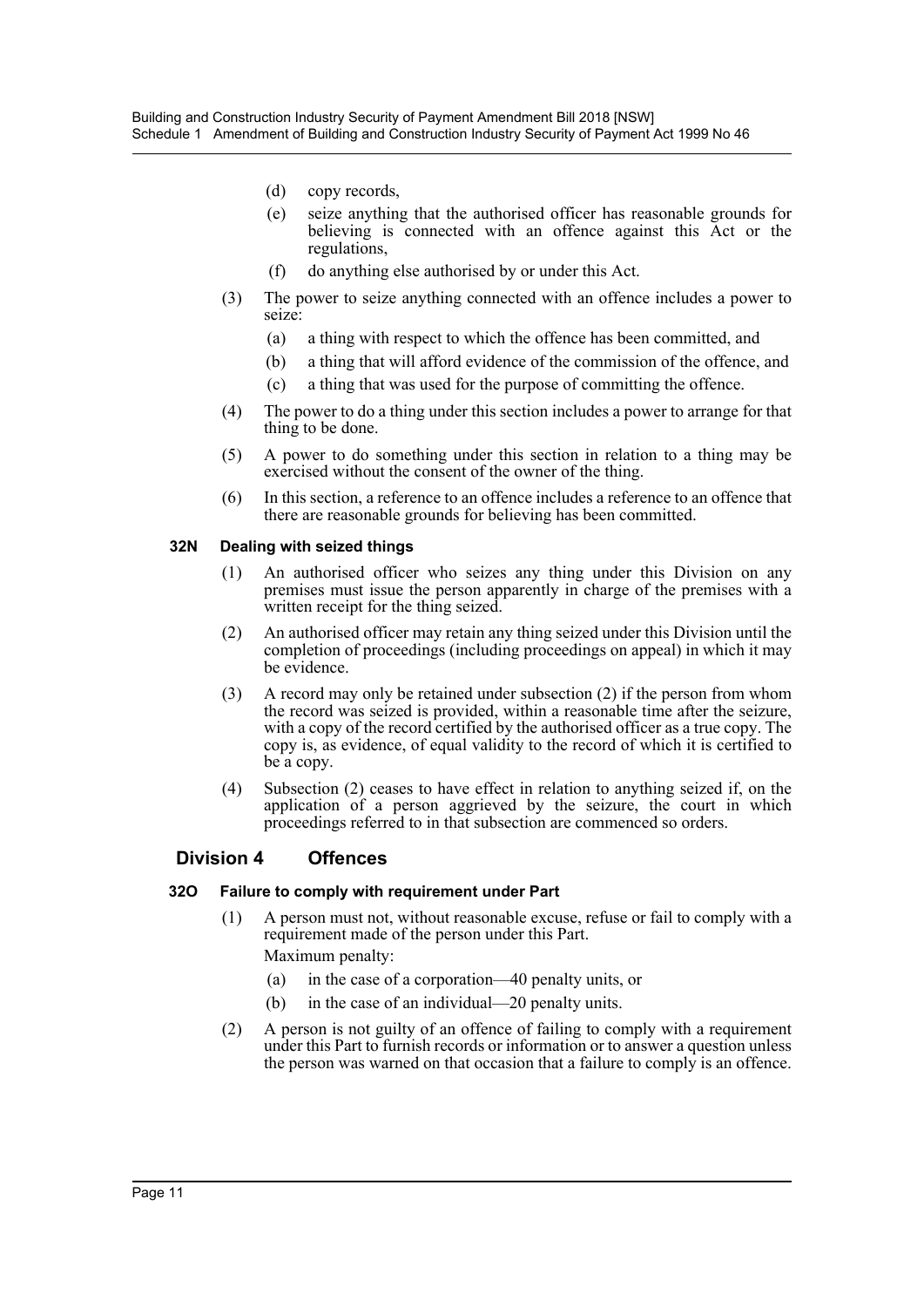(d) copy records,

(e) seize anything that the authorised officer has reasonable grounds for believing is connected with an offence against this Act or the regulations,

(f) do anything else authorised by or under this Act.

(3) The power to seize anything connected with an offence includes a power to seize:

(a) a thing with respect to which the offence has been committed, and

(b) a thing that will afford evidence of the commission of the offence, and

(c) a thing that was used for the purpose of committing the offence.

(4) The power to do a thing under this section includes a power to arrange for that thing to be done.

(5) A power to do something under this section in relation to a thing may be exercised without the consent of the owner of the thing.

(6) In this section, a reference to an offence includes a reference to an offence that there are reasonable grounds for believing has been committed.

**32N Dealing with seized things**

(1) An authorised officer who seizes any thing under this Division on any premises must issue the person apparently in charge of the premises with a written receipt for the thing seized.

(2) An authorised officer may retain any thing seized under this Division until the completion of proceedings (including proceedings on appeal) in which it may be evidence.

(3) A record may only be retained under subsection (2) if the person from whom the record was seized is provided, within a reasonable time after the seizure, with a copy of the record certified by the authorised officer as a true copy. The copy is, as evidence, of equal validity to the record of which it is certified to be a copy.

(4) Subsection (2) ceases to have effect in relation to anything seized if, on the application of a person aggrieved by the seizure, the court in which proceedings referred to in that subsection are commenced so orders.

## Division 4 Offences

**32O Failure to comply with requirement under Part**

(1) A person must not, without reasonable excuse, refuse or fail to comply with a requirement made of the person under this Part.

Maximum penalty:

(a) in the case of a corporation—40 penalty units, or

(b) in the case of an individual—20 penalty units.

(2) A person is not guilty of an offence of failing to comply with a requirement under this Part to furnish records or information or to answer a question unless the person was warned on that occasion that a failure to comply is an offence.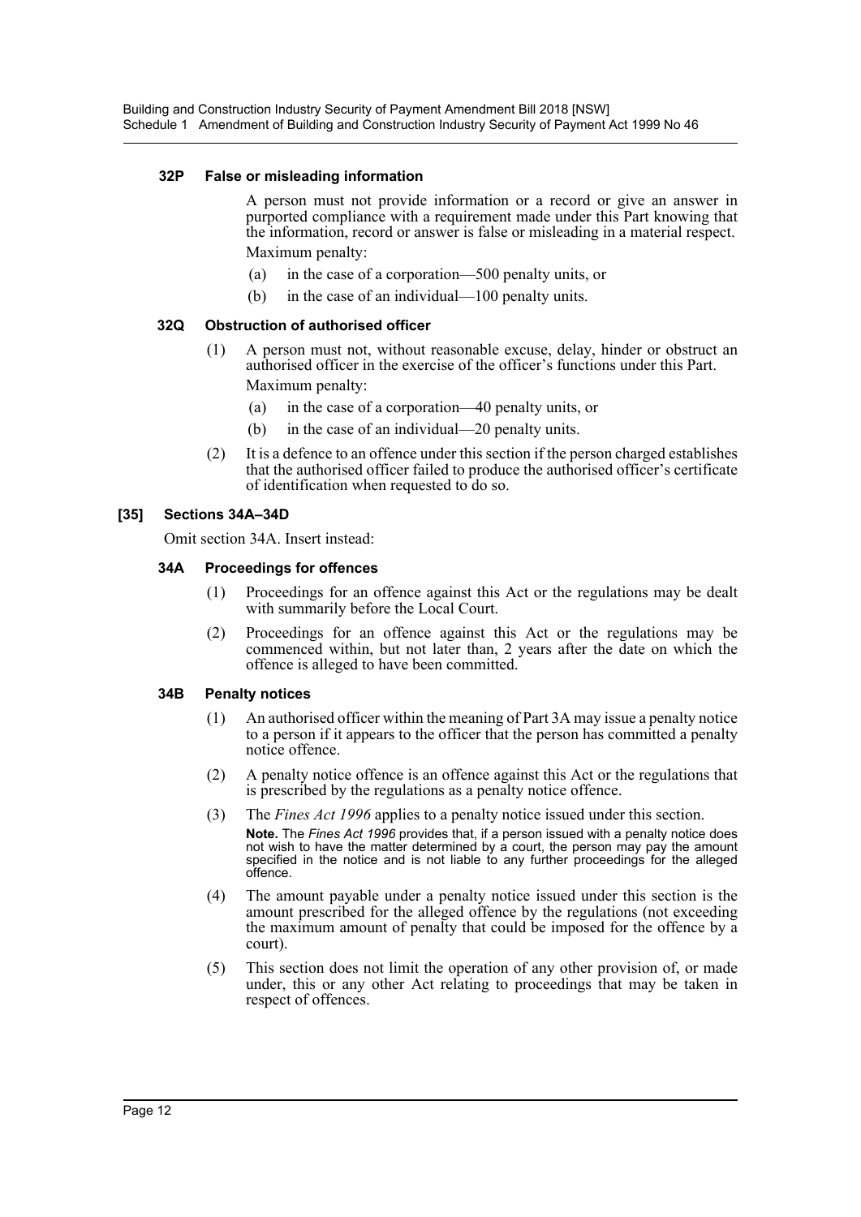#### 32P False or misleading information

A person must not provide information or a record or give an answer in purported compliance with a requirement made under this Part knowing that the information, record or answer is false or misleading in a material respect.

Maximum penalty:

(a) in the case of a corporation—500 penalty units, or

(b) in the case of an individual—100 penalty units.

#### 32Q Obstruction of authorised officer

(1) A person must not, without reasonable excuse, delay, hinder or obstruct an authorised officer in the exercise of the officer's functions under this Part.

Maximum penalty:

(a) in the case of a corporation—40 penalty units, or

(b) in the case of an individual—20 penalty units.

(2) It is a defence to an offence under this section if the person charged establishes that the authorised officer failed to produce the authorised officer's certificate of identification when requested to do so.

### [35] Sections 34A–34D

Omit section 34A. Insert instead:

#### 34A Proceedings for offences

(1) Proceedings for an offence against this Act or the regulations may be dealt with summarily before the Local Court.

(2) Proceedings for an offence against this Act or the regulations may be commenced within, but not later than, 2 years after the date on which the offence is alleged to have been committed.

#### 34B Penalty notices

(1) An authorised officer within the meaning of Part 3A may issue a penalty notice to a person if it appears to the officer that the person has committed a penalty notice offence.

(2) A penalty notice offence is an offence against this Act or the regulations that is prescribed by the regulations as a penalty notice offence.

(3) The *Fines Act 1996* applies to a penalty notice issued under this section.

**Note.** The *Fines Act 1996* provides that, if a person issued with a penalty notice does not wish to have the matter determined by a court, the person may pay the amount specified in the notice and is not liable to any further proceedings for the alleged offence.

(4) The amount payable under a penalty notice issued under this section is the amount prescribed for the alleged offence by the regulations (not exceeding the maximum amount of penalty that could be imposed for the offence by a court).

(5) This section does not limit the operation of any other provision of, or made under, this or any other Act relating to proceedings that may be taken in respect of offences.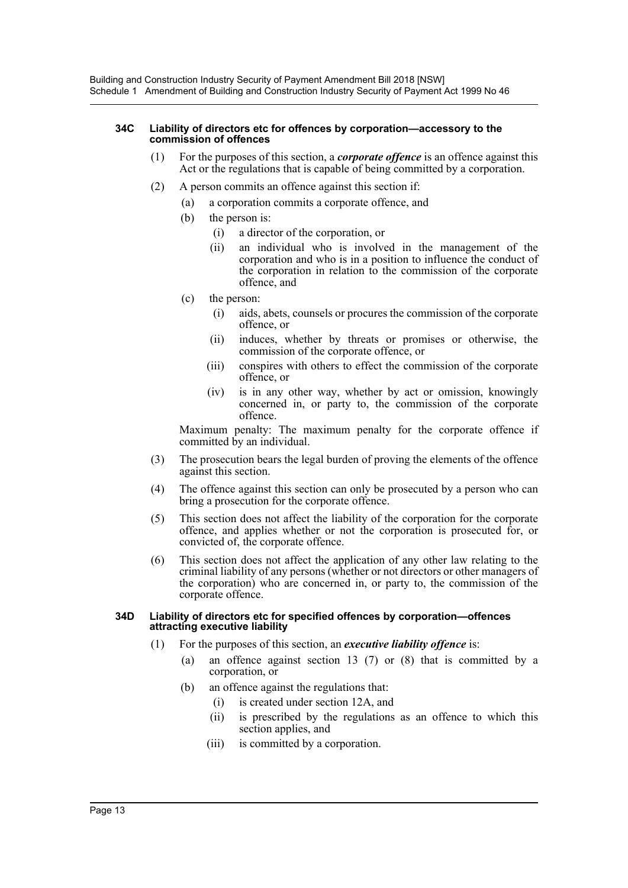#### 34C Liability of directors etc for offences by corporation—accessory to the commission of offences

(1) For the purposes of this section, a ***corporate offence*** is an offence against this Act or the regulations that is capable of being committed by a corporation.

(2) A person commits an offence against this section if:

- (a) a corporation commits a corporate offence, and
- (b) the person is:
  - (i) a director of the corporation, or
  - (ii) an individual who is involved in the management of the corporation and who is in a position to influence the conduct of the corporation in relation to the commission of the corporate offence, and
- (c) the person:
  - (i) aids, abets, counsels or procures the commission of the corporate offence, or
  - (ii) induces, whether by threats or promises or otherwise, the commission of the corporate offence, or
  - (iii) conspires with others to effect the commission of the corporate offence, or
  - (iv) is in any other way, whether by act or omission, knowingly concerned in, or party to, the commission of the corporate offence.

Maximum penalty: The maximum penalty for the corporate offence if committed by an individual.

(3) The prosecution bears the legal burden of proving the elements of the offence against this section.

(4) The offence against this section can only be prosecuted by a person who can bring a prosecution for the corporate offence.

(5) This section does not affect the liability of the corporation for the corporate offence, and applies whether or not the corporation is prosecuted for, or convicted of, the corporate offence.

(6) This section does not affect the application of any other law relating to the criminal liability of any persons (whether or not directors or other managers of the corporation) who are concerned in, or party to, the commission of the corporate offence.

#### 34D Liability of directors etc for specified offences by corporation—offences attracting executive liability

(1) For the purposes of this section, an ***executive liability offence*** is:

- (a) an offence against section 13 (7) or (8) that is committed by a corporation, or
- (b) an offence against the regulations that:
  - (i) is created under section 12A, and
  - (ii) is prescribed by the regulations as an offence to which this section applies, and
  - (iii) is committed by a corporation.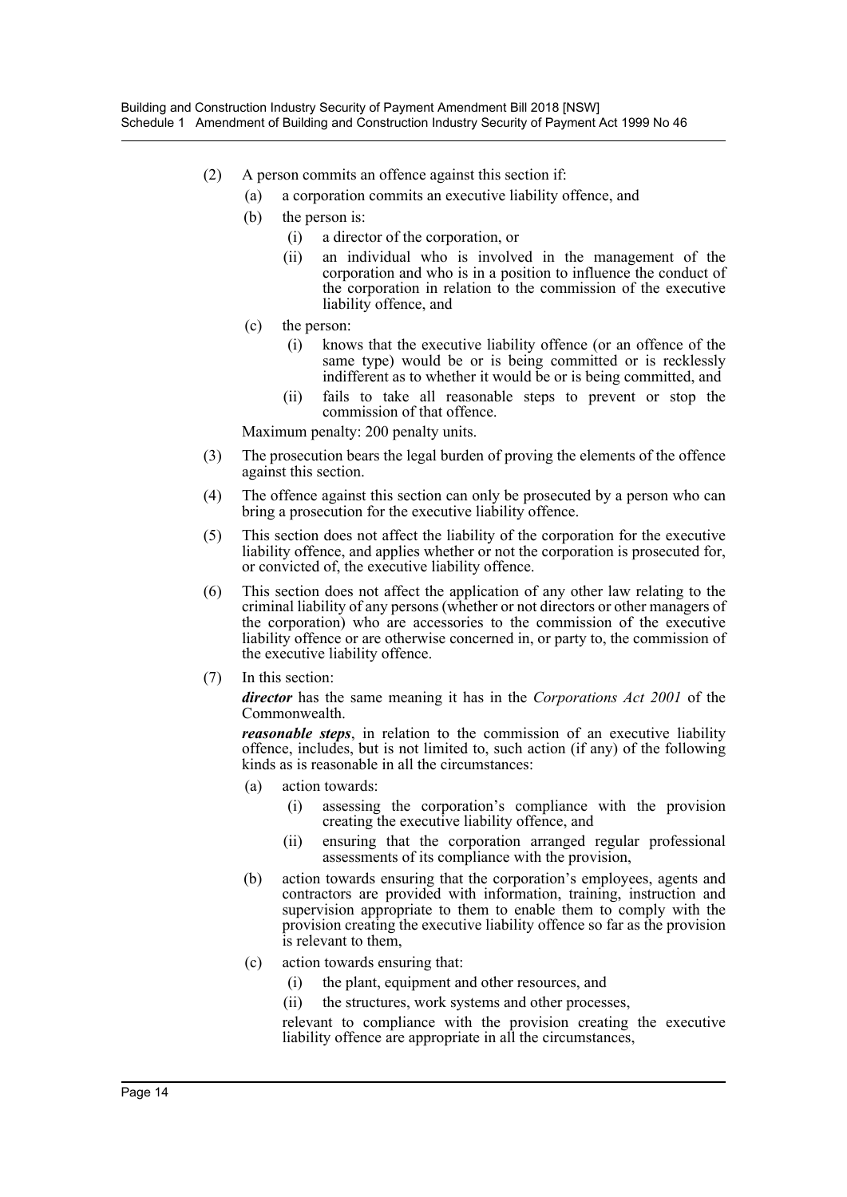(2) A person commits an offence against this section if:

   (a) a corporation commits an executive liability offence, and

   (b) the person is:

      (i) a director of the corporation, or

      (ii) an individual who is involved in the management of the corporation and who is in a position to influence the conduct of the corporation in relation to the commission of the executive liability offence, and

   (c) the person:

      (i) knows that the executive liability offence (or an offence of the same type) would be or is being committed or is recklessly indifferent as to whether it would be or is being committed, and

      (ii) fails to take all reasonable steps to prevent or stop the commission of that offence.

   Maximum penalty: 200 penalty units.

(3) The prosecution bears the legal burden of proving the elements of the offence against this section.

(4) The offence against this section can only be prosecuted by a person who can bring a prosecution for the executive liability offence.

(5) This section does not affect the liability of the corporation for the executive liability offence, and applies whether or not the corporation is prosecuted for, or convicted of, the executive liability offence.

(6) This section does not affect the application of any other law relating to the criminal liability of any persons (whether or not directors or other managers of the corporation) who are accessories to the commission of the executive liability offence or are otherwise concerned in, or party to, the commission of the executive liability offence.

(7) In this section:

   ***director*** has the same meaning it has in the *Corporations Act 2001* of the Commonwealth.

   ***reasonable steps***, in relation to the commission of an executive liability offence, includes, but is not limited to, such action (if any) of the following kinds as is reasonable in all the circumstances:

   (a) action towards:

      (i) assessing the corporation's compliance with the provision creating the executive liability offence, and

      (ii) ensuring that the corporation arranged regular professional assessments of its compliance with the provision,

   (b) action towards ensuring that the corporation's employees, agents and contractors are provided with information, training, instruction and supervision appropriate to them to enable them to comply with the provision creating the executive liability offence so far as the provision is relevant to them,

   (c) action towards ensuring that:

      (i) the plant, equipment and other resources, and

      (ii) the structures, work systems and other processes,

   relevant to compliance with the provision creating the executive liability offence are appropriate in all the circumstances,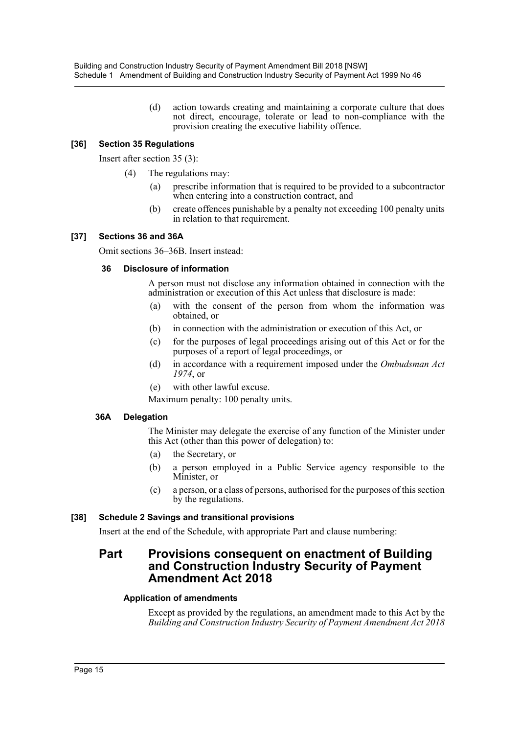(d) action towards creating and maintaining a corporate culture that does not direct, encourage, tolerate or lead to non-compliance with the provision creating the executive liability offence.

### [36] Section 35 Regulations

Insert after section 35 (3):

(4) The regulations may:

(a) prescribe information that is required to be provided to a subcontractor when entering into a construction contract, and

(b) create offences punishable by a penalty not exceeding 100 penalty units in relation to that requirement.

### [37] Sections 36 and 36A

Omit sections 36–36B. Insert instead:

#### 36 Disclosure of information

A person must not disclose any information obtained in connection with the administration or execution of this Act unless that disclosure is made:

(a) with the consent of the person from whom the information was obtained, or

(b) in connection with the administration or execution of this Act, or

(c) for the purposes of legal proceedings arising out of this Act or for the purposes of a report of legal proceedings, or

(d) in accordance with a requirement imposed under the *Ombudsman Act 1974*, or

(e) with other lawful excuse.

Maximum penalty: 100 penalty units.

#### 36A Delegation

The Minister may delegate the exercise of any function of the Minister under this Act (other than this power of delegation) to:

(a) the Secretary, or

(b) a person employed in a Public Service agency responsible to the Minister, or

(c) a person, or a class of persons, authorised for the purposes of this section by the regulations.

### [38] Schedule 2 Savings and transitional provisions

Insert at the end of the Schedule, with appropriate Part and clause numbering:

## Part Provisions consequent on enactment of Building and Construction Industry Security of Payment Amendment Act 2018

#### Application of amendments

Except as provided by the regulations, an amendment made to this Act by the *Building and Construction Industry Security of Payment Amendment Act 2018*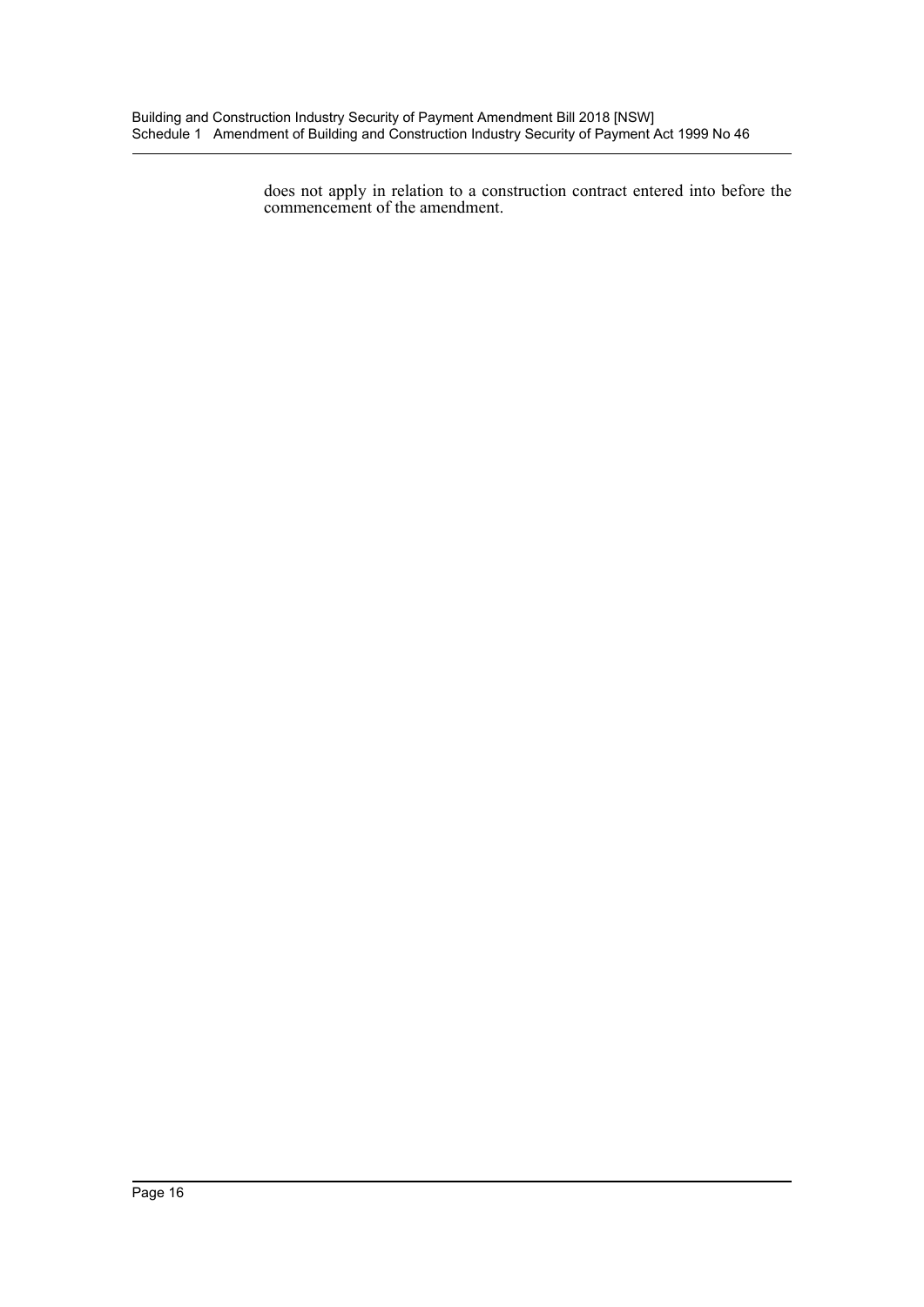does not apply in relation to a construction contract entered into before the commencement of the amendment.